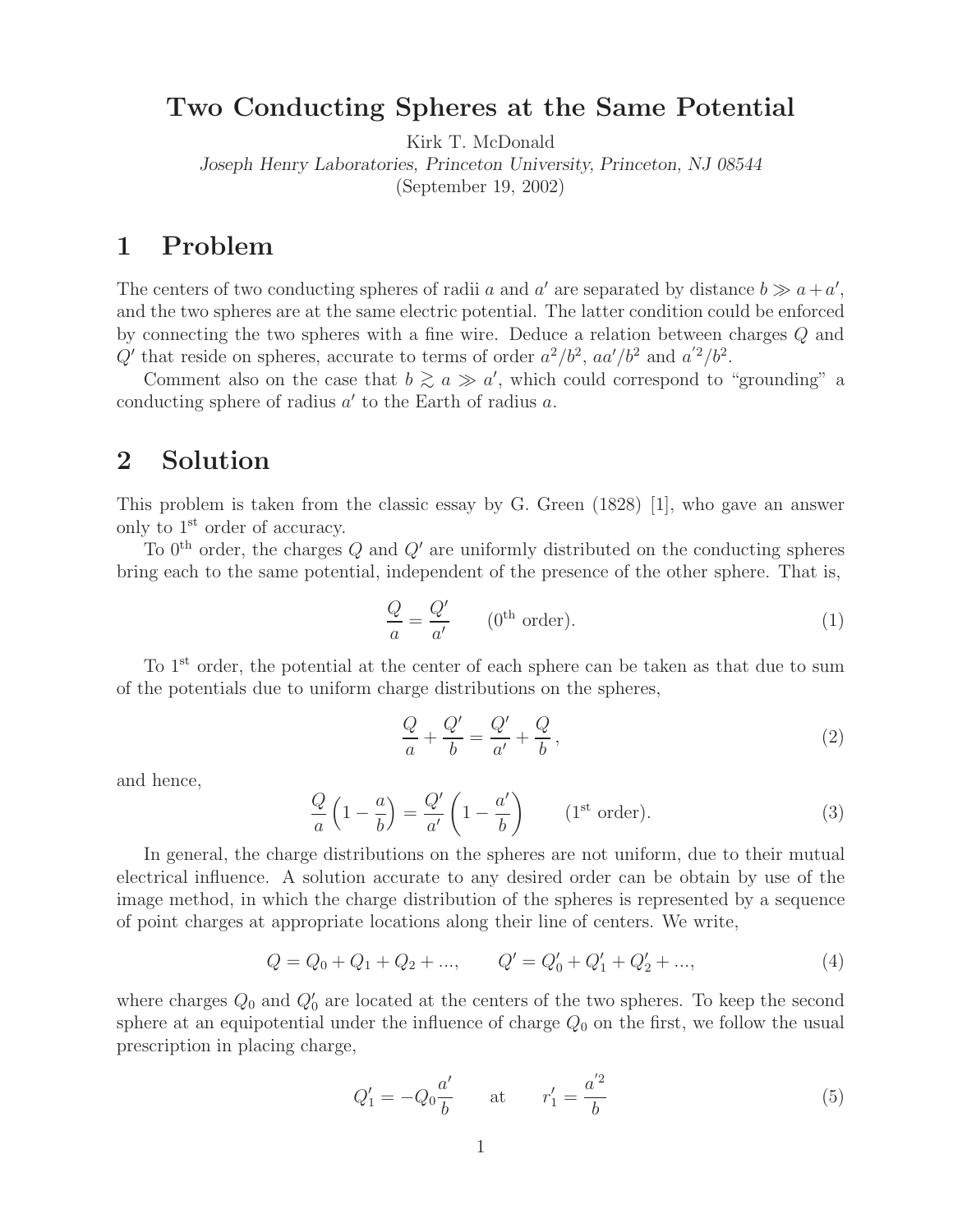# Two Conducting Spheres at the Same Potential

Kirk T. McDonald

*Joseph Henry Laboratories, Princeton University, Princeton, NJ 08544*

(September 19, 2002)

## 1 Problem

The centers of two conducting spheres of radii $a$ and $a'$ are separated by distance $b \gg a + a'$, and the two spheres are at the same electric potential. The latter condition could be enforced by connecting the two spheres with a fine wire. Deduce a relation between charges $Q$ and $Q'$ that reside on spheres, accurate to terms of order $a^2/b^2$, $aa'/b^2$ and $a'^2/b^2$.

Comment also on the case that $b \gtrsim a \gg a'$, which could correspond to "grounding" a conducting sphere of radius $a'$ to the Earth of radius $a$.

## 2 Solution

This problem is taken from the classic essay by G. Green (1828) [1], who gave an answer only to 1st order of accuracy.

To 0th order, the charges $Q$ and $Q'$ are uniformly distributed on the conducting spheres bring each to the same potential, independent of the presence of the other sphere. That is,

$$\frac{Q}{a} = \frac{Q'}{a'} \qquad (0^{\text{th}} \text{ order}). \tag{1}$$

To 1st order, the potential at the center of each sphere can be taken as that due to sum of the potentials due to uniform charge distributions on the spheres,

$$\frac{Q}{a} + \frac{Q'}{b} = \frac{Q'}{a'} + \frac{Q}{b}\,, \tag{2}$$

and hence,

$$\frac{Q}{a}\left(1 - \frac{a}{b}\right) = \frac{Q'}{a'}\left(1 - \frac{a'}{b}\right) \qquad (1^{\text{st}} \text{ order}). \tag{3}$$

In general, the charge distributions on the spheres are not uniform, due to their mutual electrical influence. A solution accurate to any desired order can be obtain by use of the image method, in which the charge distribution of the spheres is represented by a sequence of point charges at appropriate locations along their line of centers. We write,

$$Q = Q_0 + Q_1 + Q_2 + ..., \qquad Q' = Q'_0 + Q'_1 + Q'_2 + ..., \tag{4}$$

where charges $Q_0$ and $Q'_0$ are located at the centers of the two spheres. To keep the second sphere at an equipotential under the influence of charge $Q_0$ on the first, we follow the usual prescription in placing charge,

$$Q'_1 = -Q_0\frac{a'}{b} \qquad \text{at} \qquad r'_1 = \frac{a'^2}{b} \tag{5}$$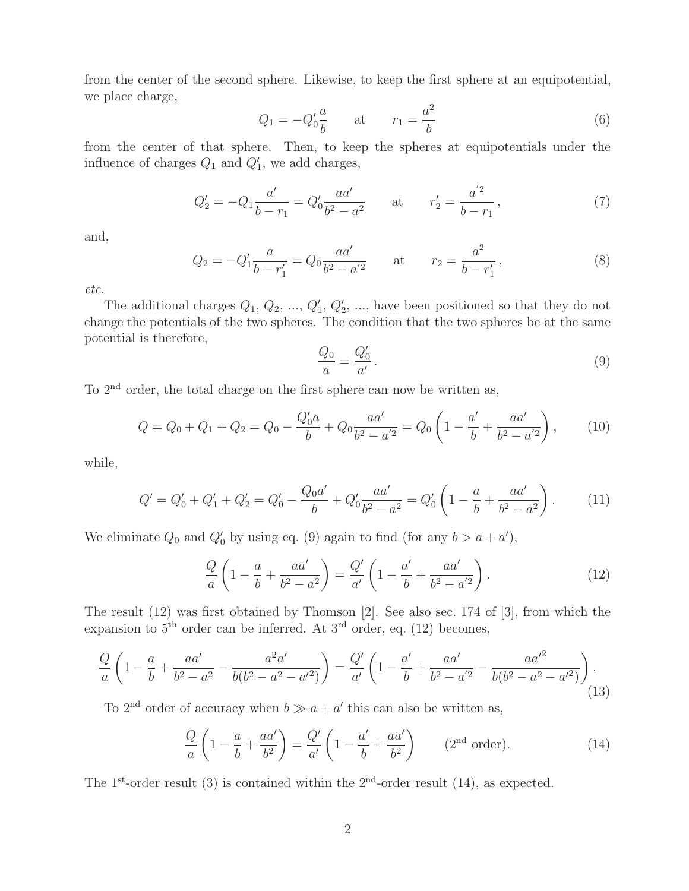from the center of the second sphere. Likewise, to keep the first sphere at an equipotential, we place charge,

$$Q_1 = -Q'_0 \frac{a}{b} \qquad \text{at} \qquad r_1 = \frac{a^2}{b} \tag{6}$$

from the center of that sphere. Then, to keep the spheres at equipotentials under the influence of charges $Q_1$ and $Q'_1$, we add charges,

$$Q'_2 = -Q_1 \frac{a'}{b - r_1} = Q'_0 \frac{aa'}{b^2 - a^2} \qquad \text{at} \qquad r'_2 = \frac{a'^2}{b - r_1}, \tag{7}$$

and,

$$Q_2 = -Q'_1 \frac{a}{b - r'_1} = Q_0 \frac{aa'}{b^2 - a'^2} \qquad \text{at} \qquad r_2 = \frac{a^2}{b - r'_1}, \tag{8}$$

*etc.*

The additional charges $Q_1$, $Q_2$, ..., $Q'_1$, $Q'_2$, ..., have been positioned so that they do not change the potentials of the two spheres. The condition that the two spheres be at the same potential is therefore,

$$\frac{Q_0}{a} = \frac{Q'_0}{a'}. \tag{9}$$

To 2nd order, the total charge on the first sphere can now be written as,

$$Q = Q_0 + Q_1 + Q_2 = Q_0 - \frac{Q'_0 a}{b} + Q_0 \frac{aa'}{b^2 - a'^2} = Q_0 \left(1 - \frac{a'}{b} + \frac{aa'}{b^2 - a'^2}\right), \tag{10}$$

while,

$$Q' = Q'_0 + Q'_1 + Q'_2 = Q'_0 - \frac{Q_0 a'}{b} + Q'_0 \frac{aa'}{b^2 - a^2} = Q'_0 \left(1 - \frac{a}{b} + \frac{aa'}{b^2 - a^2}\right). \tag{11}$$

We eliminate $Q_0$ and $Q'_0$ by using eq. (9) again to find (for any $b > a + a'$),

$$\frac{Q}{a}\left(1 - \frac{a}{b} + \frac{aa'}{b^2 - a^2}\right) = \frac{Q'}{a'}\left(1 - \frac{a'}{b} + \frac{aa'}{b^2 - a'^2}\right). \tag{12}$$

The result (12) was first obtained by Thomson [2]. See also sec. 174 of [3], from which the expansion to 5th order can be inferred. At 3rd order, eq. (12) becomes,

$$\frac{Q}{a}\left(1 - \frac{a}{b} + \frac{aa'}{b^2 - a^2} - \frac{a^2 a'}{b(b^2 - a^2 - a'^2)}\right) = \frac{Q'}{a'}\left(1 - \frac{a'}{b} + \frac{aa'}{b^2 - a'^2} - \frac{aa'^2}{b(b^2 - a^2 - a'^2)}\right). \tag{13}$$

To 2nd order of accuracy when $b \gg a + a'$ this can also be written as,

$$\frac{Q}{a}\left(1 - \frac{a}{b} + \frac{aa'}{b^2}\right) = \frac{Q'}{a'}\left(1 - \frac{a'}{b} + \frac{aa'}{b^2}\right) \qquad (2^{\text{nd}} \text{ order}). \tag{14}$$

The 1st-order result (3) is contained within the 2nd-order result (14), as expected.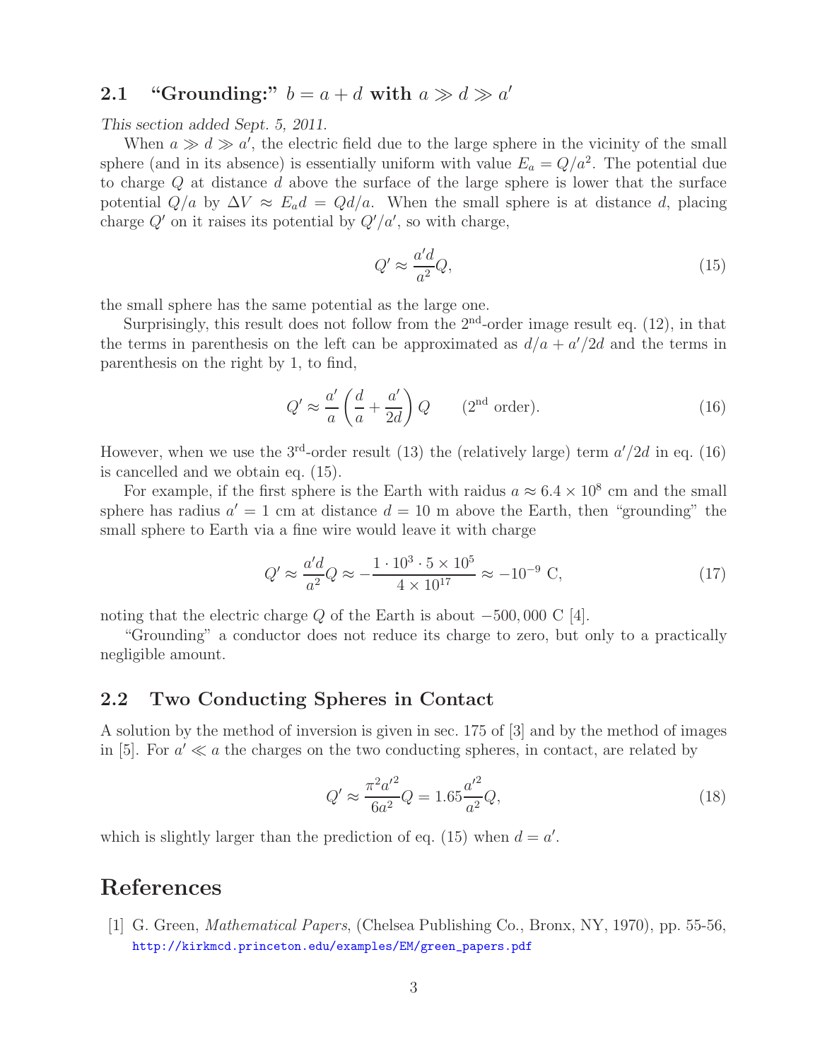### 2.1 "Grounding:" $b = a + d$ with $a \gg d \gg a'$

*This section added Sept. 5, 2011.*

When $a \gg d \gg a'$, the electric field due to the large sphere in the vicinity of the small sphere (and in its absence) is essentially uniform with value $E_a = Q/a^2$. The potential due to charge $Q$ at distance $d$ above the surface of the large sphere is lower that the surface potential $Q/a$ by $\Delta V \approx E_a d = Qd/a$. When the small sphere is at distance $d$, placing charge $Q'$ on it raises its potential by $Q'/a'$, so with charge,

$$Q' \approx \frac{a'd}{a^2} Q, \tag{15}$$

the small sphere has the same potential as the large one.

Surprisingly, this result does not follow from the 2nd-order image result eq. (12), in that the terms in parenthesis on the left can be approximated as $d/a + a'/2d$ and the terms in parenthesis on the right by 1, to find,

$$Q' \approx \frac{a'}{a}\left(\frac{d}{a} + \frac{a'}{2d}\right) Q \qquad (2^{\text{nd}} \text{ order}). \tag{16}$$

However, when we use the 3rd-order result (13) the (relatively large) term $a'/2d$ in eq. (16) is cancelled and we obtain eq. (15).

For example, if the first sphere is the Earth with raidus $a \approx 6.4 \times 10^8$ cm and the small sphere has radius $a' = 1$ cm at distance $d = 10$ m above the Earth, then "grounding" the small sphere to Earth via a fine wire would leave it with charge

$$Q' \approx \frac{a'd}{a^2} Q \approx -\frac{1 \cdot 10^3 \cdot 5 \times 10^5}{4 \times 10^{17}} \approx -10^{-9} \text{ C}, \tag{17}$$

noting that the electric charge $Q$ of the Earth is about $-500,000$ C [4].

"Grounding" a conductor does not reduce its charge to zero, but only to a practically negligible amount.

### 2.2 Two Conducting Spheres in Contact

A solution by the method of inversion is given in sec. 175 of [3] and by the method of images in [5]. For $a' \ll a$ the charges on the two conducting spheres, in contact, are related by

$$Q' \approx \frac{\pi^2 a'^2}{6a^2} Q = 1.65 \frac{a'^2}{a^2} Q, \tag{18}$$

which is slightly larger than the prediction of eq. (15) when $d = a'$.

## References

[1] G. Green, *Mathematical Papers*, (Chelsea Publishing Co., Bronx, NY, 1970), pp. 55-56, http://kirkmcd.princeton.edu/examples/EM/green_papers.pdf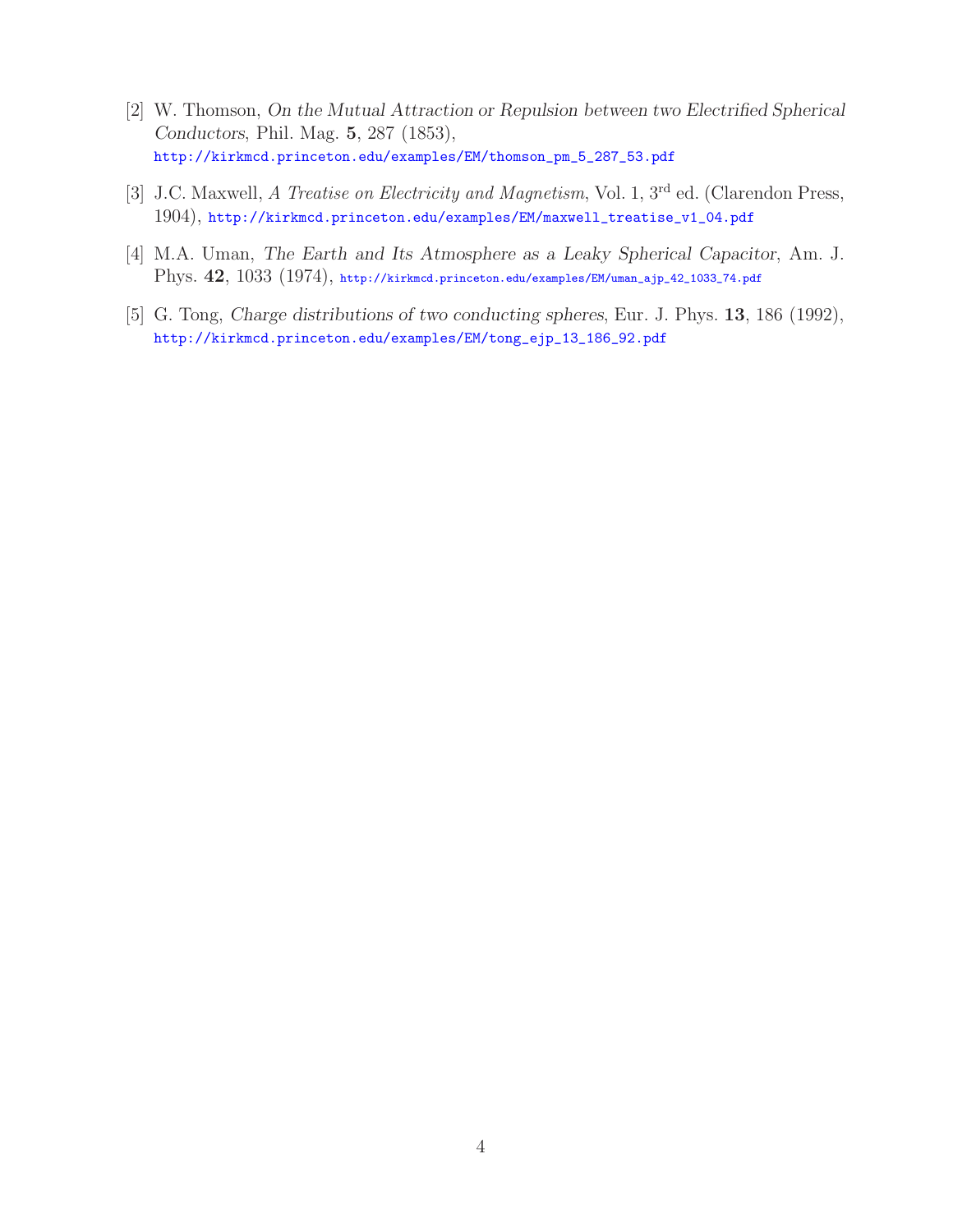[2] W. Thomson, *On the Mutual Attraction or Repulsion between two Electrified Spherical Conductors*, Phil. Mag. **5**, 287 (1853),
http://kirkmcd.princeton.edu/examples/EM/thomson_pm_5_287_53.pdf

[3] J.C. Maxwell, *A Treatise on Electricity and Magnetism*, Vol. 1, 3rd ed. (Clarendon Press, 1904), http://kirkmcd.princeton.edu/examples/EM/maxwell_treatise_v1_04.pdf

[4] M.A. Uman, *The Earth and Its Atmosphere as a Leaky Spherical Capacitor*, Am. J. Phys. **42**, 1033 (1974), http://kirkmcd.princeton.edu/examples/EM/uman_ajp_42_1033_74.pdf

[5] G. Tong, *Charge distributions of two conducting spheres*, Eur. J. Phys. **13**, 186 (1992), http://kirkmcd.princeton.edu/examples/EM/tong_ejp_13_186_92.pdf